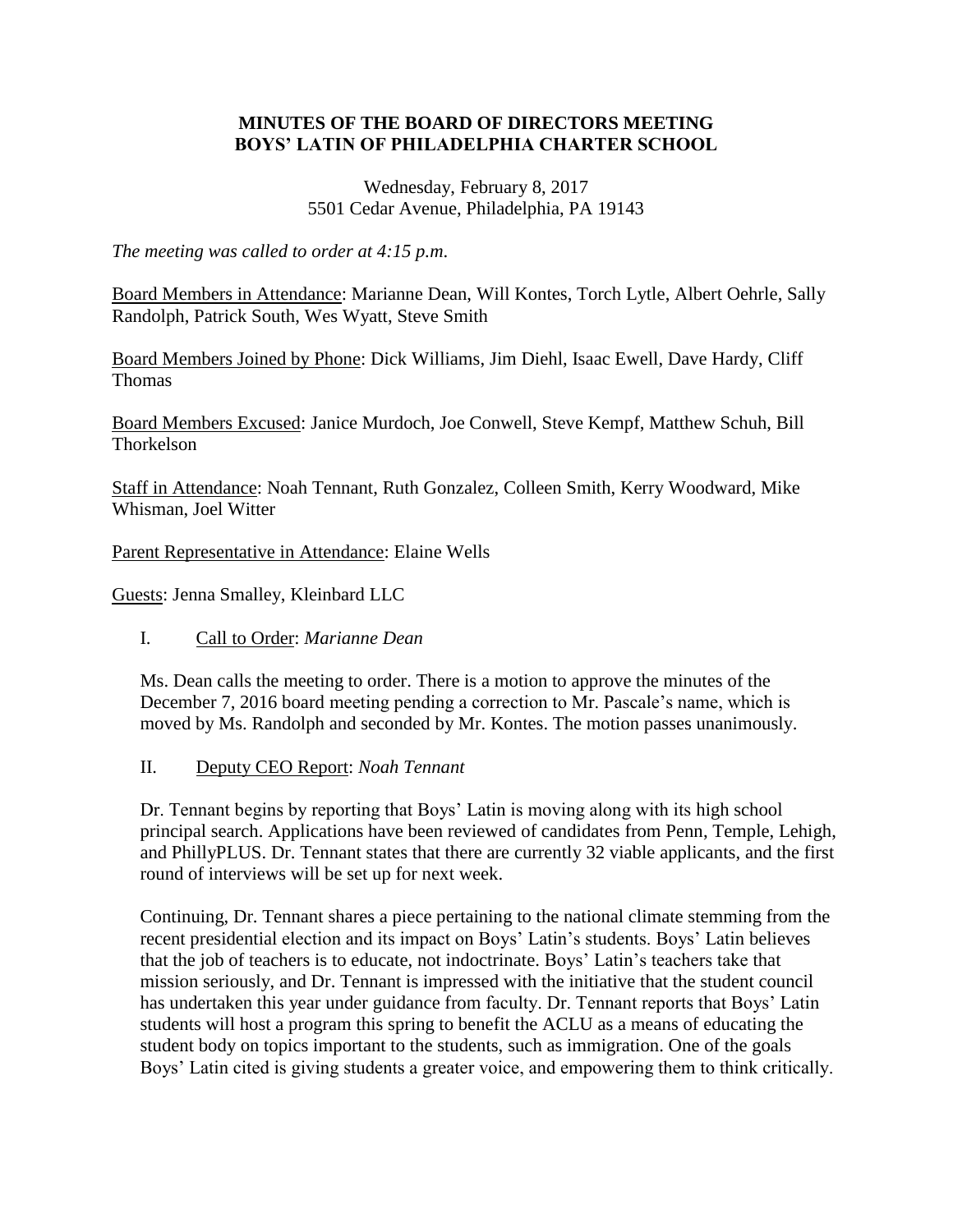**MINUTES OF THE BOARD OF DIRECTORS MEETING**
**BOYS' LATIN OF PHILADELPHIA CHARTER SCHOOL**

Wednesday, February 8, 2017
5501 Cedar Avenue, Philadelphia, PA 19143

*The meeting was called to order at 4:15 p.m.*

Board Members in Attendance: Marianne Dean, Will Kontes, Torch Lytle, Albert Oehrle, Sally Randolph, Patrick South, Wes Wyatt, Steve Smith

Board Members Joined by Phone: Dick Williams, Jim Diehl, Isaac Ewell, Dave Hardy, Cliff Thomas

Board Members Excused: Janice Murdoch, Joe Conwell, Steve Kempf, Matthew Schuh, Bill Thorkelson

Staff in Attendance: Noah Tennant, Ruth Gonzalez, Colleen Smith, Kerry Woodward, Mike Whisman, Joel Witter

Parent Representative in Attendance: Elaine Wells

Guests: Jenna Smalley, Kleinbard LLC

I. Call to Order: *Marianne Dean*

Ms. Dean calls the meeting to order. There is a motion to approve the minutes of the December 7, 2016 board meeting pending a correction to Mr. Pascale's name, which is moved by Ms. Randolph and seconded by Mr. Kontes. The motion passes unanimously.

II. Deputy CEO Report: *Noah Tennant*

Dr. Tennant begins by reporting that Boys' Latin is moving along with its high school principal search. Applications have been reviewed of candidates from Penn, Temple, Lehigh, and PhillyPLUS. Dr. Tennant states that there are currently 32 viable applicants, and the first round of interviews will be set up for next week.

Continuing, Dr. Tennant shares a piece pertaining to the national climate stemming from the recent presidential election and its impact on Boys' Latin's students. Boys' Latin believes that the job of teachers is to educate, not indoctrinate. Boys' Latin's teachers take that mission seriously, and Dr. Tennant is impressed with the initiative that the student council has undertaken this year under guidance from faculty. Dr. Tennant reports that Boys' Latin students will host a program this spring to benefit the ACLU as a means of educating the student body on topics important to the students, such as immigration. One of the goals Boys' Latin cited is giving students a greater voice, and empowering them to think critically.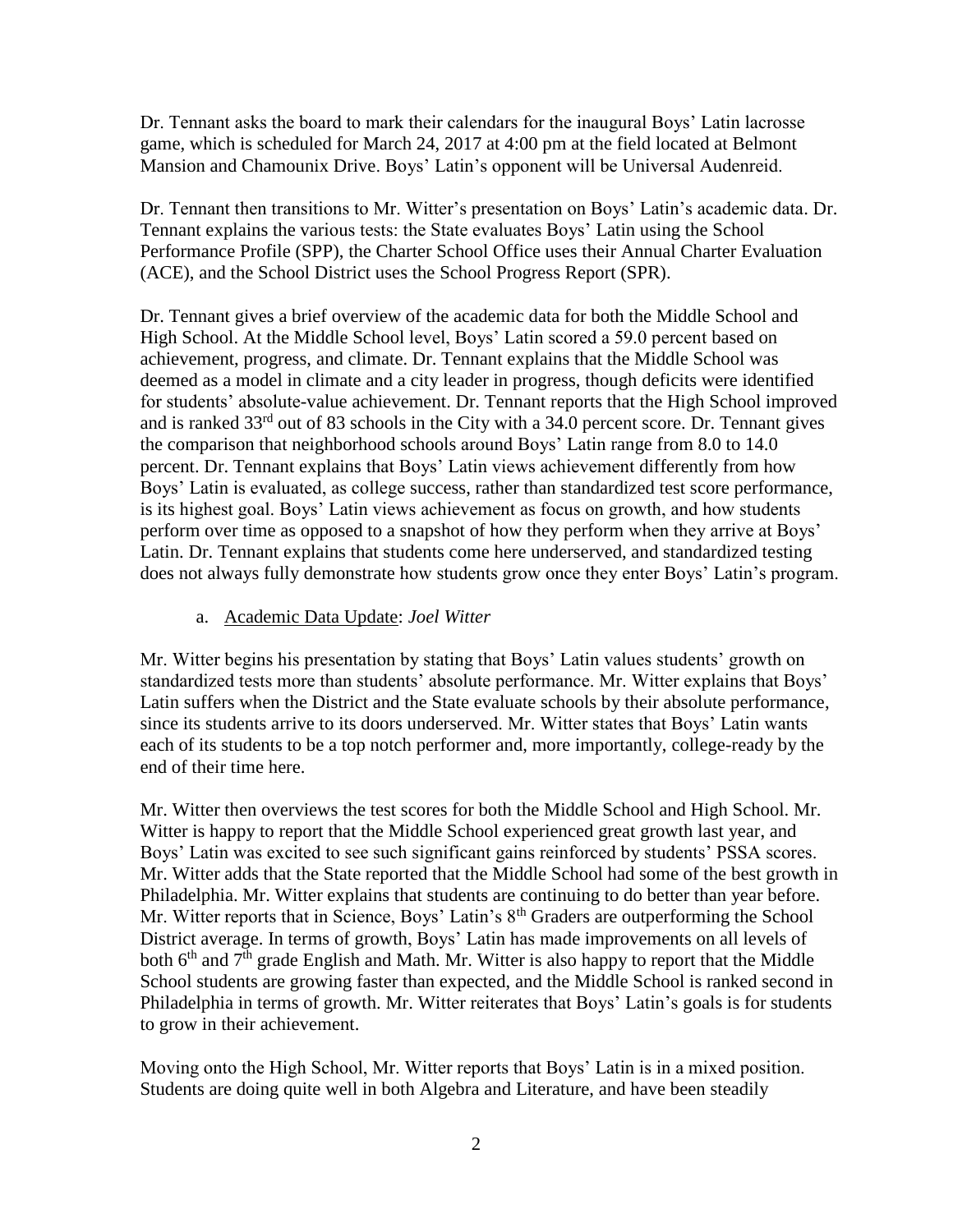Dr. Tennant asks the board to mark their calendars for the inaugural Boys' Latin lacrosse game, which is scheduled for March 24, 2017 at 4:00 pm at the field located at Belmont Mansion and Chamounix Drive. Boys' Latin's opponent will be Universal Audenreid.

Dr. Tennant then transitions to Mr. Witter's presentation on Boys' Latin's academic data. Dr. Tennant explains the various tests: the State evaluates Boys' Latin using the School Performance Profile (SPP), the Charter School Office uses their Annual Charter Evaluation (ACE), and the School District uses the School Progress Report (SPR).

Dr. Tennant gives a brief overview of the academic data for both the Middle School and High School. At the Middle School level, Boys' Latin scored a 59.0 percent based on achievement, progress, and climate. Dr. Tennant explains that the Middle School was deemed as a model in climate and a city leader in progress, though deficits were identified for students' absolute-value achievement. Dr. Tennant reports that the High School improved and is ranked 33rd out of 83 schools in the City with a 34.0 percent score. Dr. Tennant gives the comparison that neighborhood schools around Boys' Latin range from 8.0 to 14.0 percent. Dr. Tennant explains that Boys' Latin views achievement differently from how Boys' Latin is evaluated, as college success, rather than standardized test score performance, is its highest goal. Boys' Latin views achievement as focus on growth, and how students perform over time as opposed to a snapshot of how they perform when they arrive at Boys' Latin. Dr. Tennant explains that students come here underserved, and standardized testing does not always fully demonstrate how students grow once they enter Boys' Latin's program.

a. Academic Data Update: *Joel Witter*

Mr. Witter begins his presentation by stating that Boys' Latin values students' growth on standardized tests more than students' absolute performance. Mr. Witter explains that Boys' Latin suffers when the District and the State evaluate schools by their absolute performance, since its students arrive to its doors underserved. Mr. Witter states that Boys' Latin wants each of its students to be a top notch performer and, more importantly, college-ready by the end of their time here.

Mr. Witter then overviews the test scores for both the Middle School and High School. Mr. Witter is happy to report that the Middle School experienced great growth last year, and Boys' Latin was excited to see such significant gains reinforced by students' PSSA scores. Mr. Witter adds that the State reported that the Middle School had some of the best growth in Philadelphia. Mr. Witter explains that students are continuing to do better than year before. Mr. Witter reports that in Science, Boys' Latin's 8th Graders are outperforming the School District average. In terms of growth, Boys' Latin has made improvements on all levels of both 6th and 7th grade English and Math. Mr. Witter is also happy to report that the Middle School students are growing faster than expected, and the Middle School is ranked second in Philadelphia in terms of growth. Mr. Witter reiterates that Boys' Latin's goals is for students to grow in their achievement.

Moving onto the High School, Mr. Witter reports that Boys' Latin is in a mixed position. Students are doing quite well in both Algebra and Literature, and have been steadily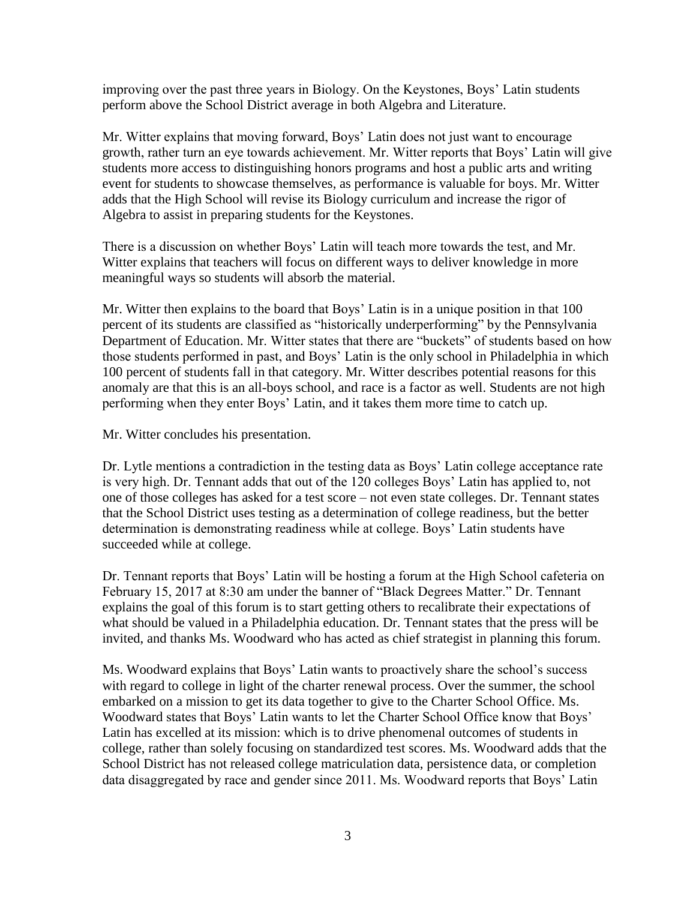improving over the past three years in Biology. On the Keystones, Boys' Latin students perform above the School District average in both Algebra and Literature.

Mr. Witter explains that moving forward, Boys' Latin does not just want to encourage growth, rather turn an eye towards achievement. Mr. Witter reports that Boys' Latin will give students more access to distinguishing honors programs and host a public arts and writing event for students to showcase themselves, as performance is valuable for boys. Mr. Witter adds that the High School will revise its Biology curriculum and increase the rigor of Algebra to assist in preparing students for the Keystones.

There is a discussion on whether Boys' Latin will teach more towards the test, and Mr. Witter explains that teachers will focus on different ways to deliver knowledge in more meaningful ways so students will absorb the material.

Mr. Witter then explains to the board that Boys' Latin is in a unique position in that 100 percent of its students are classified as "historically underperforming" by the Pennsylvania Department of Education. Mr. Witter states that there are "buckets" of students based on how those students performed in past, and Boys' Latin is the only school in Philadelphia in which 100 percent of students fall in that category. Mr. Witter describes potential reasons for this anomaly are that this is an all-boys school, and race is a factor as well. Students are not high performing when they enter Boys' Latin, and it takes them more time to catch up.

Mr. Witter concludes his presentation.

Dr. Lytle mentions a contradiction in the testing data as Boys' Latin college acceptance rate is very high. Dr. Tennant adds that out of the 120 colleges Boys' Latin has applied to, not one of those colleges has asked for a test score – not even state colleges. Dr. Tennant states that the School District uses testing as a determination of college readiness, but the better determination is demonstrating readiness while at college. Boys' Latin students have succeeded while at college.

Dr. Tennant reports that Boys' Latin will be hosting a forum at the High School cafeteria on February 15, 2017 at 8:30 am under the banner of "Black Degrees Matter." Dr. Tennant explains the goal of this forum is to start getting others to recalibrate their expectations of what should be valued in a Philadelphia education. Dr. Tennant states that the press will be invited, and thanks Ms. Woodward who has acted as chief strategist in planning this forum.

Ms. Woodward explains that Boys' Latin wants to proactively share the school's success with regard to college in light of the charter renewal process. Over the summer, the school embarked on a mission to get its data together to give to the Charter School Office. Ms. Woodward states that Boys' Latin wants to let the Charter School Office know that Boys' Latin has excelled at its mission: which is to drive phenomenal outcomes of students in college, rather than solely focusing on standardized test scores. Ms. Woodward adds that the School District has not released college matriculation data, persistence data, or completion data disaggregated by race and gender since 2011. Ms. Woodward reports that Boys' Latin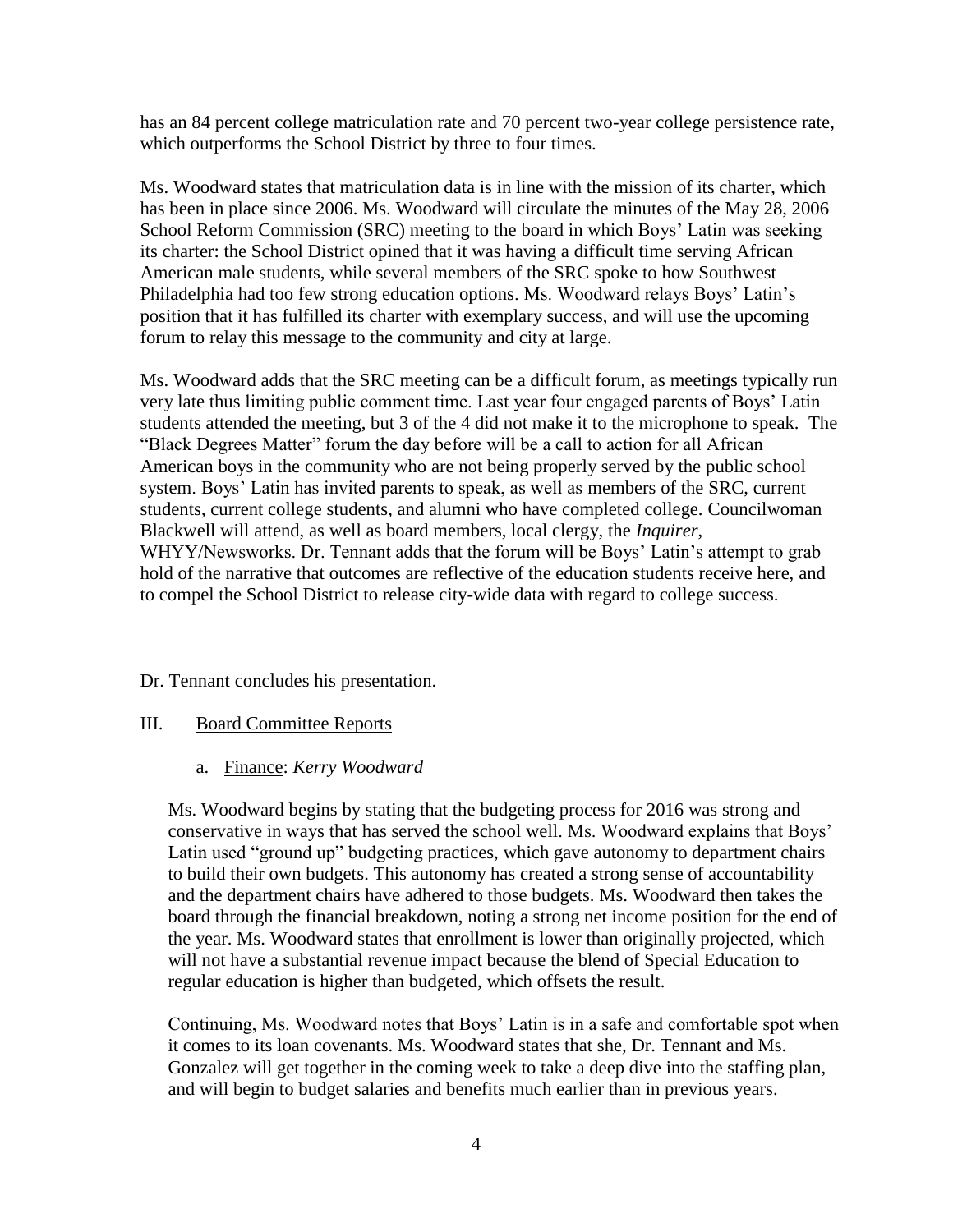has an 84 percent college matriculation rate and 70 percent two-year college persistence rate, which outperforms the School District by three to four times.

Ms. Woodward states that matriculation data is in line with the mission of its charter, which has been in place since 2006. Ms. Woodward will circulate the minutes of the May 28, 2006 School Reform Commission (SRC) meeting to the board in which Boys' Latin was seeking its charter: the School District opined that it was having a difficult time serving African American male students, while several members of the SRC spoke to how Southwest Philadelphia had too few strong education options. Ms. Woodward relays Boys' Latin's position that it has fulfilled its charter with exemplary success, and will use the upcoming forum to relay this message to the community and city at large.

Ms. Woodward adds that the SRC meeting can be a difficult forum, as meetings typically run very late thus limiting public comment time. Last year four engaged parents of Boys' Latin students attended the meeting, but 3 of the 4 did not make it to the microphone to speak. The "Black Degrees Matter" forum the day before will be a call to action for all African American boys in the community who are not being properly served by the public school system. Boys' Latin has invited parents to speak, as well as members of the SRC, current students, current college students, and alumni who have completed college. Councilwoman Blackwell will attend, as well as board members, local clergy, the *Inquirer*, WHYY/Newsworks. Dr. Tennant adds that the forum will be Boys' Latin's attempt to grab hold of the narrative that outcomes are reflective of the education students receive here, and to compel the School District to release city-wide data with regard to college success.

Dr. Tennant concludes his presentation.

## III. Board Committee Reports

### a. Finance: *Kerry Woodward*

Ms. Woodward begins by stating that the budgeting process for 2016 was strong and conservative in ways that has served the school well. Ms. Woodward explains that Boys' Latin used "ground up" budgeting practices, which gave autonomy to department chairs to build their own budgets. This autonomy has created a strong sense of accountability and the department chairs have adhered to those budgets. Ms. Woodward then takes the board through the financial breakdown, noting a strong net income position for the end of the year. Ms. Woodward states that enrollment is lower than originally projected, which will not have a substantial revenue impact because the blend of Special Education to regular education is higher than budgeted, which offsets the result.

Continuing, Ms. Woodward notes that Boys' Latin is in a safe and comfortable spot when it comes to its loan covenants. Ms. Woodward states that she, Dr. Tennant and Ms. Gonzalez will get together in the coming week to take a deep dive into the staffing plan, and will begin to budget salaries and benefits much earlier than in previous years.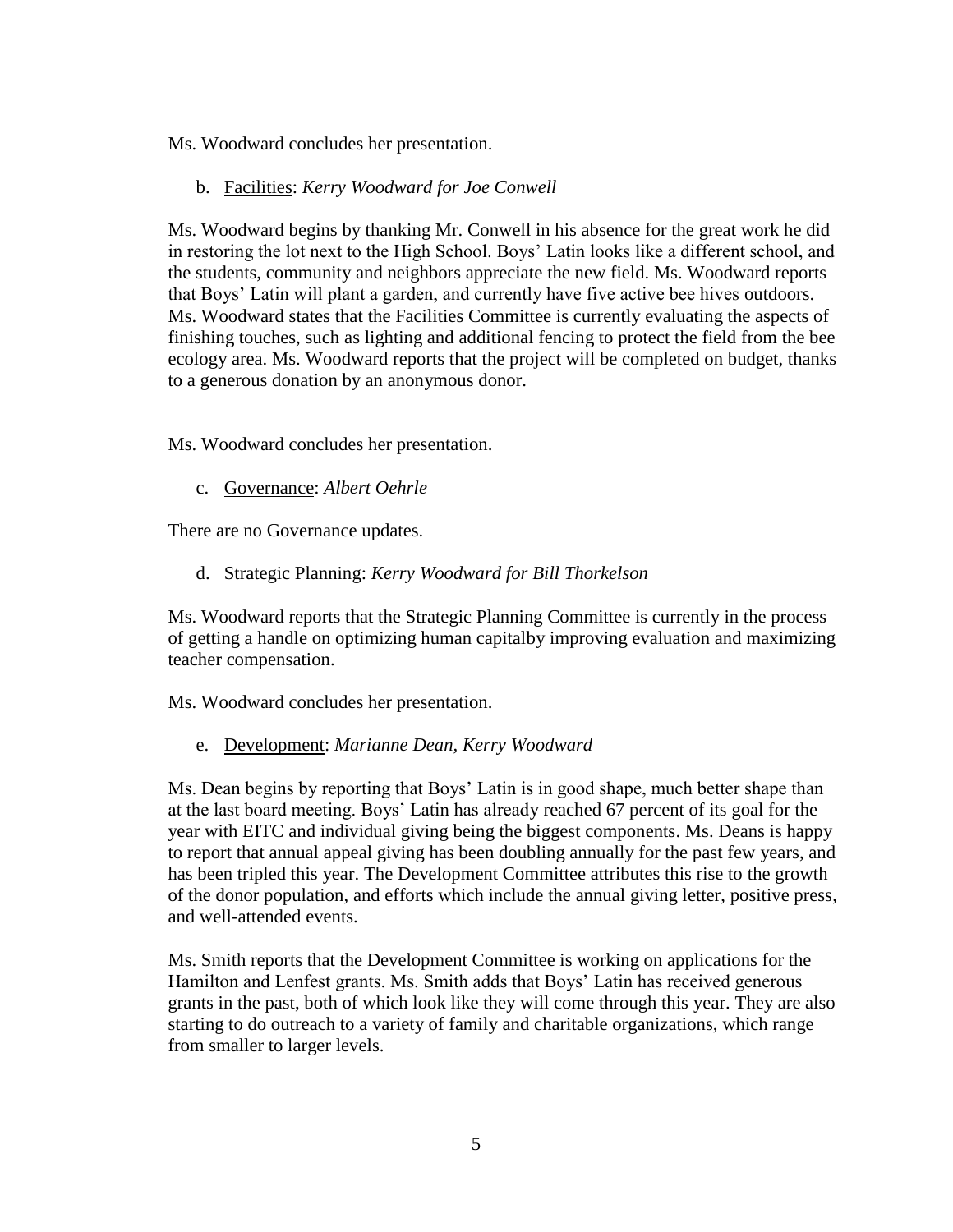Ms. Woodward concludes her presentation.

b. <u>Facilities</u>: *Kerry Woodward for Joe Conwell*

Ms. Woodward begins by thanking Mr. Conwell in his absence for the great work he did in restoring the lot next to the High School. Boys' Latin looks like a different school, and the students, community and neighbors appreciate the new field. Ms. Woodward reports that Boys' Latin will plant a garden, and currently have five active bee hives outdoors. Ms. Woodward states that the Facilities Committee is currently evaluating the aspects of finishing touches, such as lighting and additional fencing to protect the field from the bee ecology area. Ms. Woodward reports that the project will be completed on budget, thanks to a generous donation by an anonymous donor.

Ms. Woodward concludes her presentation.

c. <u>Governance</u>: *Albert Oehrle*

There are no Governance updates.

d. <u>Strategic Planning</u>: *Kerry Woodward for Bill Thorkelson*

Ms. Woodward reports that the Strategic Planning Committee is currently in the process of getting a handle on optimizing human capitalby improving evaluation and maximizing teacher compensation.

Ms. Woodward concludes her presentation.

e. <u>Development</u>: *Marianne Dean, Kerry Woodward*

Ms. Dean begins by reporting that Boys' Latin is in good shape, much better shape than at the last board meeting. Boys' Latin has already reached 67 percent of its goal for the year with EITC and individual giving being the biggest components. Ms. Deans is happy to report that annual appeal giving has been doubling annually for the past few years, and has been tripled this year. The Development Committee attributes this rise to the growth of the donor population, and efforts which include the annual giving letter, positive press, and well-attended events.

Ms. Smith reports that the Development Committee is working on applications for the Hamilton and Lenfest grants. Ms. Smith adds that Boys' Latin has received generous grants in the past, both of which look like they will come through this year. They are also starting to do outreach to a variety of family and charitable organizations, which range from smaller to larger levels.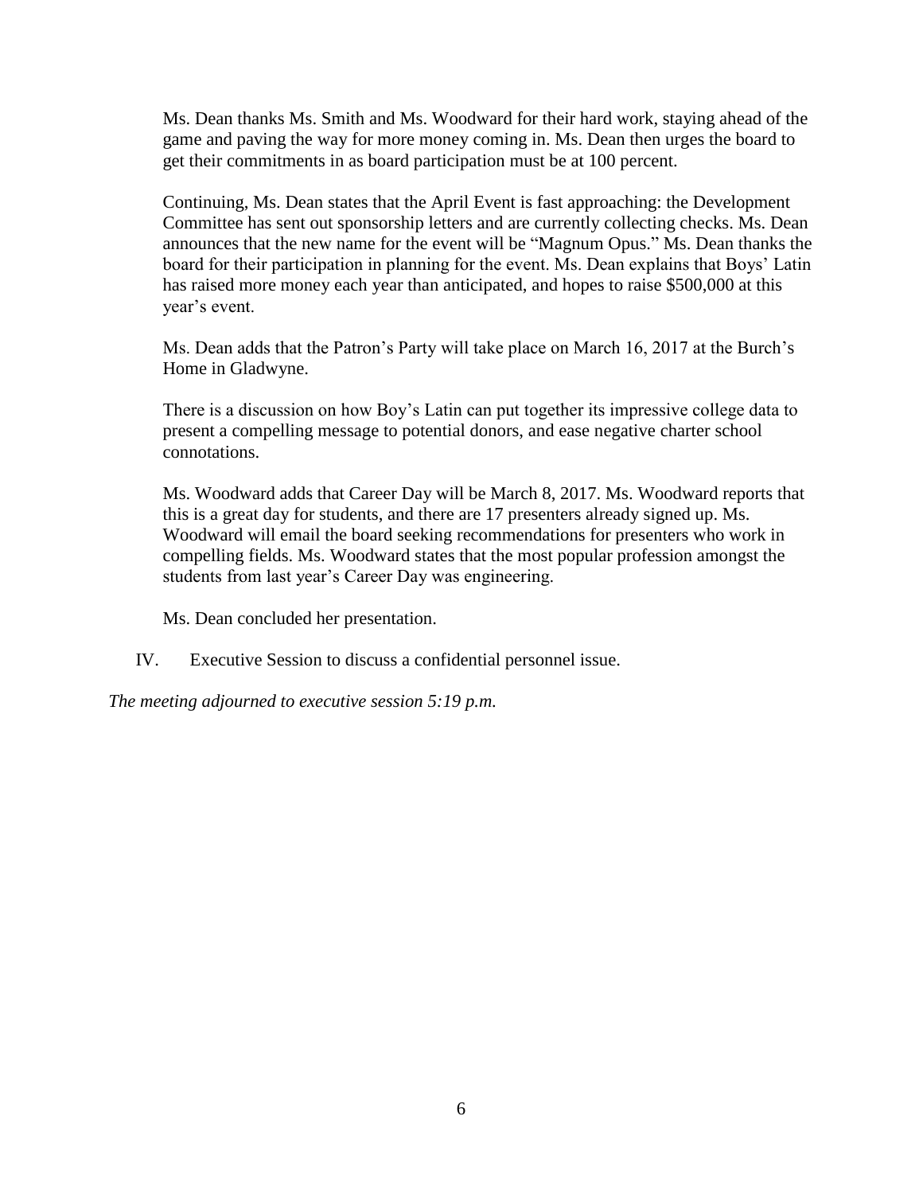Ms. Dean thanks Ms. Smith and Ms. Woodward for their hard work, staying ahead of the game and paving the way for more money coming in. Ms. Dean then urges the board to get their commitments in as board participation must be at 100 percent.

Continuing, Ms. Dean states that the April Event is fast approaching: the Development Committee has sent out sponsorship letters and are currently collecting checks. Ms. Dean announces that the new name for the event will be "Magnum Opus." Ms. Dean thanks the board for their participation in planning for the event. Ms. Dean explains that Boys' Latin has raised more money each year than anticipated, and hopes to raise $500,000 at this year's event.

Ms. Dean adds that the Patron's Party will take place on March 16, 2017 at the Burch's Home in Gladwyne.

There is a discussion on how Boy's Latin can put together its impressive college data to present a compelling message to potential donors, and ease negative charter school connotations.

Ms. Woodward adds that Career Day will be March 8, 2017. Ms. Woodward reports that this is a great day for students, and there are 17 presenters already signed up. Ms. Woodward will email the board seeking recommendations for presenters who work in compelling fields. Ms. Woodward states that the most popular profession amongst the students from last year's Career Day was engineering.

Ms. Dean concluded her presentation.

IV. Executive Session to discuss a confidential personnel issue.

*The meeting adjourned to executive session 5:19 p.m.*